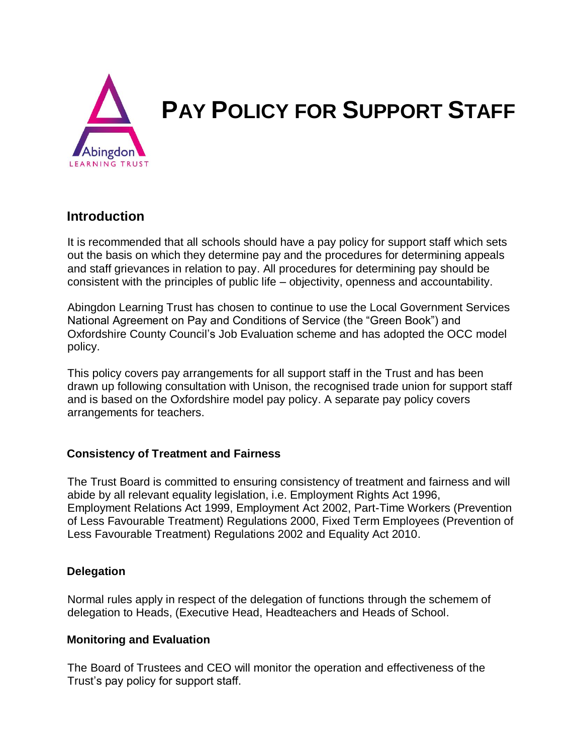# PAY POLICY FOR SUPPORT STAFF

## Introduction

It is recommended that all schools should have a pay policy for support staff which sets out the basis on which they determine pay and the procedures for determining appeals and staff grievances in relation to pay. All procedures for determining pay should be consistent with the principles of public life – objectivity, openness and accountability.

Abingdon Learning Trust has chosen to continue to use the Local Government Services National Agreement on Pay and Conditions of Service (the "Green Book") and Oxfordshire County Council's Job Evaluation scheme and has adopted the OCC model policy.

This policy covers pay arrangements for all support staff in the Trust and has been drawn up following consultation with Unison, the recognised trade union for support staff and is based on the Oxfordshire model pay policy. A separate pay policy covers arrangements for teachers.

### Consistency of Treatment and Fairness

The Trust Board is committed to ensuring consistency of treatment and fairness and will abide by all relevant equality legislation, i.e. Employment Rights Act 1996, Employment Relations Act 1999, Employment Act 2002, Part-Time Workers (Prevention of Less Favourable Treatment) Regulations 2000, Fixed Term Employees (Prevention of Less Favourable Treatment) Regulations 2002 and Equality Act 2010.

### Delegation

Normal rules apply in respect of the delegation of functions through the schemem of delegation to Heads, (Executive Head, Headteachers and Heads of School.

### Monitoring and Evaluation

The Board of Trustees and CEO will monitor the operation and effectiveness of the Trust's pay policy for support staff.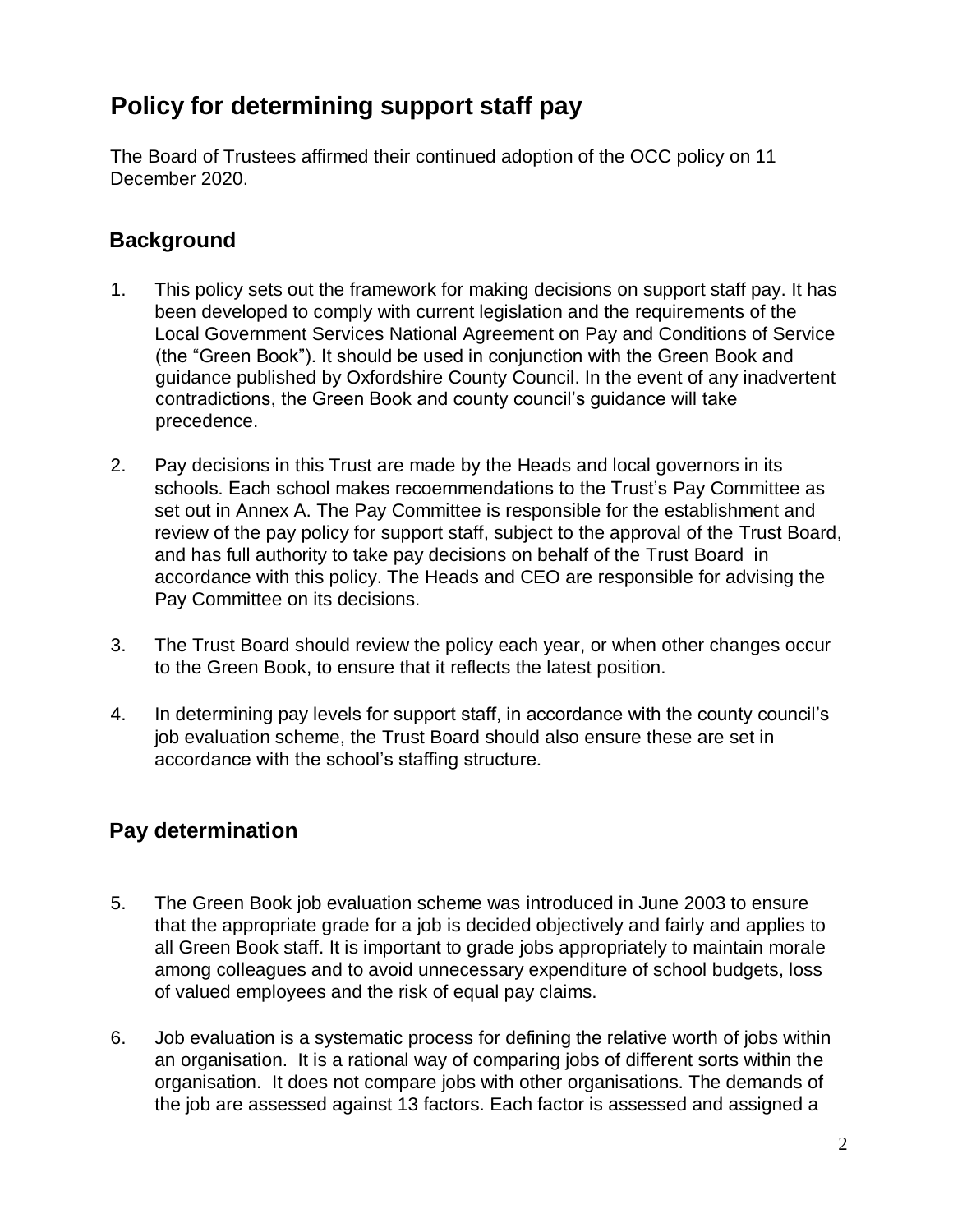# Policy for determining support staff pay

The Board of Trustees affirmed their continued adoption of the OCC policy on 11 December 2020.

## Background

1. This policy sets out the framework for making decisions on support staff pay. It has been developed to comply with current legislation and the requirements of the Local Government Services National Agreement on Pay and Conditions of Service (the "Green Book"). It should be used in conjunction with the Green Book and guidance published by Oxfordshire County Council. In the event of any inadvertent contradictions, the Green Book and county council's guidance will take precedence.

2. Pay decisions in this Trust are made by the Heads and local governors in its schools. Each school makes recoemmendations to the Trust's Pay Committee as set out in Annex A. The Pay Committee is responsible for the establishment and review of the pay policy for support staff, subject to the approval of the Trust Board, and has full authority to take pay decisions on behalf of the Trust Board in accordance with this policy. The Heads and CEO are responsible for advising the Pay Committee on its decisions.

3. The Trust Board should review the policy each year, or when other changes occur to the Green Book, to ensure that it reflects the latest position.

4. In determining pay levels for support staff, in accordance with the county council's job evaluation scheme, the Trust Board should also ensure these are set in accordance with the school's staffing structure.

## Pay determination

5. The Green Book job evaluation scheme was introduced in June 2003 to ensure that the appropriate grade for a job is decided objectively and fairly and applies to all Green Book staff. It is important to grade jobs appropriately to maintain morale among colleagues and to avoid unnecessary expenditure of school budgets, loss of valued employees and the risk of equal pay claims.

6. Job evaluation is a systematic process for defining the relative worth of jobs within an organisation. It is a rational way of comparing jobs of different sorts within the organisation. It does not compare jobs with other organisations. The demands of the job are assessed against 13 factors. Each factor is assessed and assigned a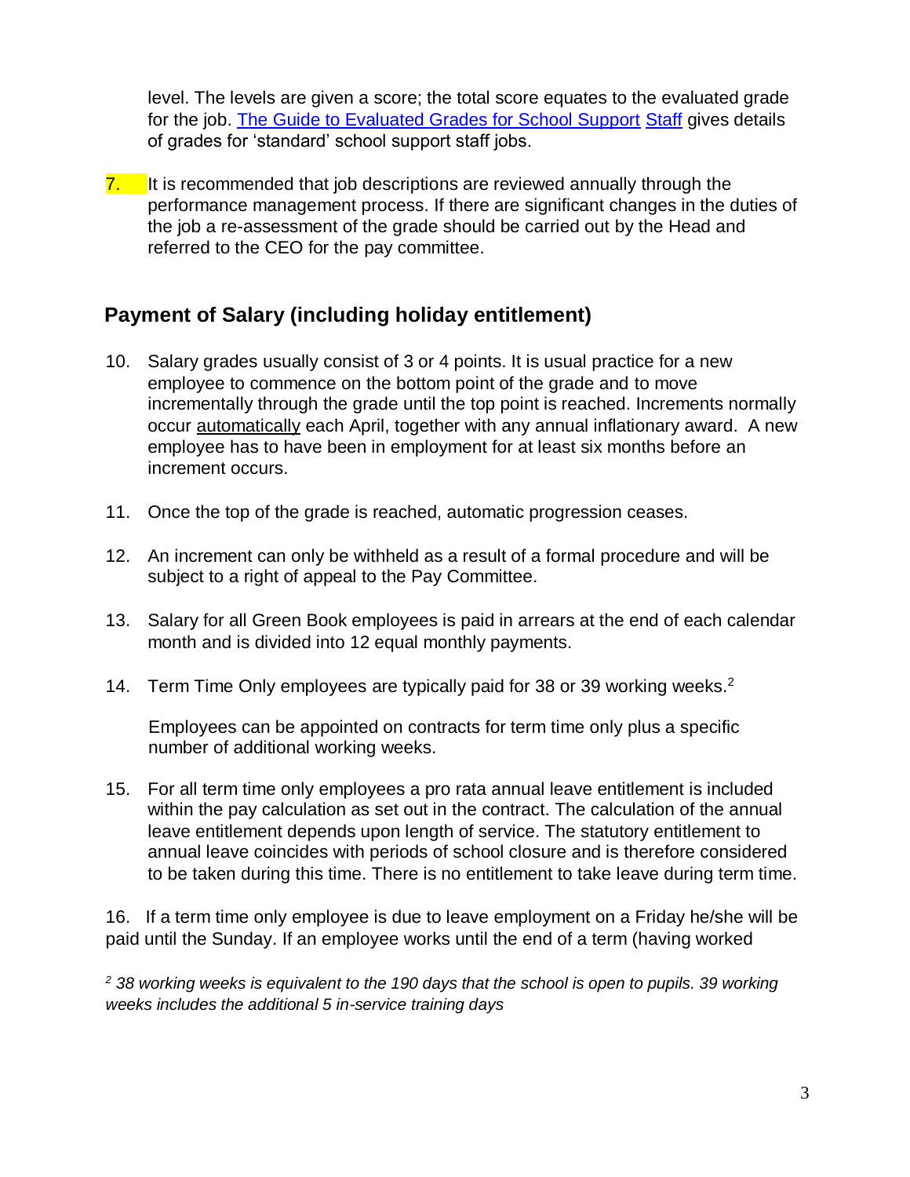level. The levels are given a score; the total score equates to the evaluated grade for the job. [The Guide to Evaluated Grades for School Support Staff] gives details of grades for 'standard' school support staff jobs.

7. It is recommended that job descriptions are reviewed annually through the performance management process. If there are significant changes in the duties of the job a re-assessment of the grade should be carried out by the Head and referred to the CEO for the pay committee.

## Payment of Salary (including holiday entitlement)

10. Salary grades usually consist of 3 or 4 points. It is usual practice for a new employee to commence on the bottom point of the grade and to move incrementally through the grade until the top point is reached. Increments normally occur automatically each April, together with any annual inflationary award. A new employee has to have been in employment for at least six months before an increment occurs.

11. Once the top of the grade is reached, automatic progression ceases.

12. An increment can only be withheld as a result of a formal procedure and will be subject to a right of appeal to the Pay Committee.

13. Salary for all Green Book employees is paid in arrears at the end of each calendar month and is divided into 12 equal monthly payments.

14. Term Time Only employees are typically paid for 38 or 39 working weeks.[2]

    Employees can be appointed on contracts for term time only plus a specific number of additional working weeks.

15. For all term time only employees a pro rata annual leave entitlement is included within the pay calculation as set out in the contract. The calculation of the annual leave entitlement depends upon length of service. The statutory entitlement to annual leave coincides with periods of school closure and is therefore considered to be taken during this time. There is no entitlement to take leave during term time.

16. If a term time only employee is due to leave employment on a Friday he/she will be paid until the Sunday. If an employee works until the end of a term (having worked

*[2] 38 working weeks is equivalent to the 190 days that the school is open to pupils. 39 working weeks includes the additional 5 in-service training days*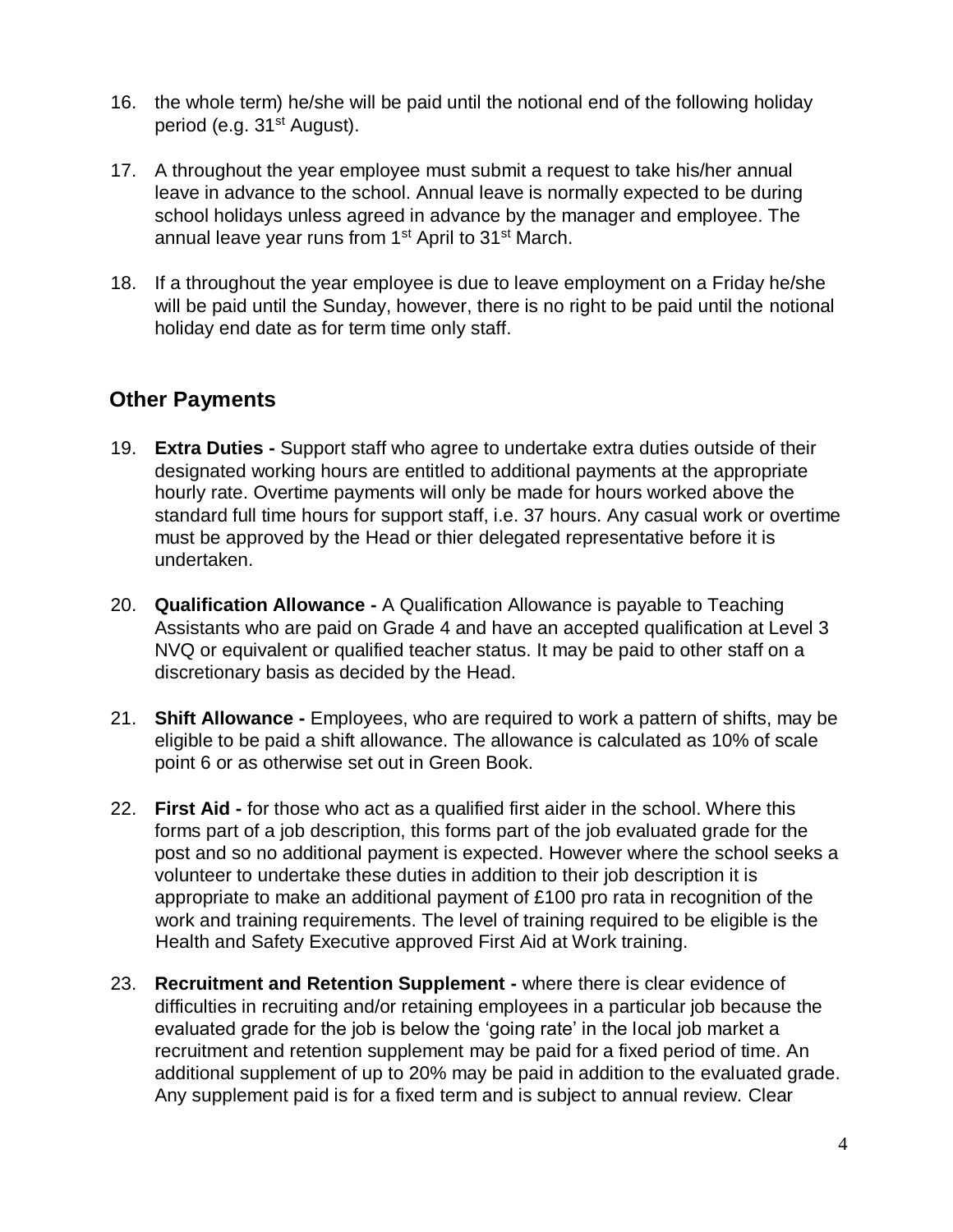16. the whole term) he/she will be paid until the notional end of the following holiday period (e.g. 31st August).

17. A throughout the year employee must submit a request to take his/her annual leave in advance to the school. Annual leave is normally expected to be during school holidays unless agreed in advance by the manager and employee. The annual leave year runs from 1st April to 31st March.

18. If a throughout the year employee is due to leave employment on a Friday he/she will be paid until the Sunday, however, there is no right to be paid until the notional holiday end date as for term time only staff.

## Other Payments

19. **Extra Duties -** Support staff who agree to undertake extra duties outside of their designated working hours are entitled to additional payments at the appropriate hourly rate. Overtime payments will only be made for hours worked above the standard full time hours for support staff, i.e. 37 hours. Any casual work or overtime must be approved by the Head or thier delegated representative before it is undertaken.

20. **Qualification Allowance -** A Qualification Allowance is payable to Teaching Assistants who are paid on Grade 4 and have an accepted qualification at Level 3 NVQ or equivalent or qualified teacher status. It may be paid to other staff on a discretionary basis as decided by the Head.

21. **Shift Allowance -** Employees, who are required to work a pattern of shifts, may be eligible to be paid a shift allowance. The allowance is calculated as 10% of scale point 6 or as otherwise set out in Green Book.

22. **First Aid -** for those who act as a qualified first aider in the school. Where this forms part of a job description, this forms part of the job evaluated grade for the post and so no additional payment is expected. However where the school seeks a volunteer to undertake these duties in addition to their job description it is appropriate to make an additional payment of £100 pro rata in recognition of the work and training requirements. The level of training required to be eligible is the Health and Safety Executive approved First Aid at Work training.

23. **Recruitment and Retention Supplement -** where there is clear evidence of difficulties in recruiting and/or retaining employees in a particular job because the evaluated grade for the job is below the 'going rate' in the local job market a recruitment and retention supplement may be paid for a fixed period of time. An additional supplement of up to 20% may be paid in addition to the evaluated grade. Any supplement paid is for a fixed term and is subject to annual review. Clear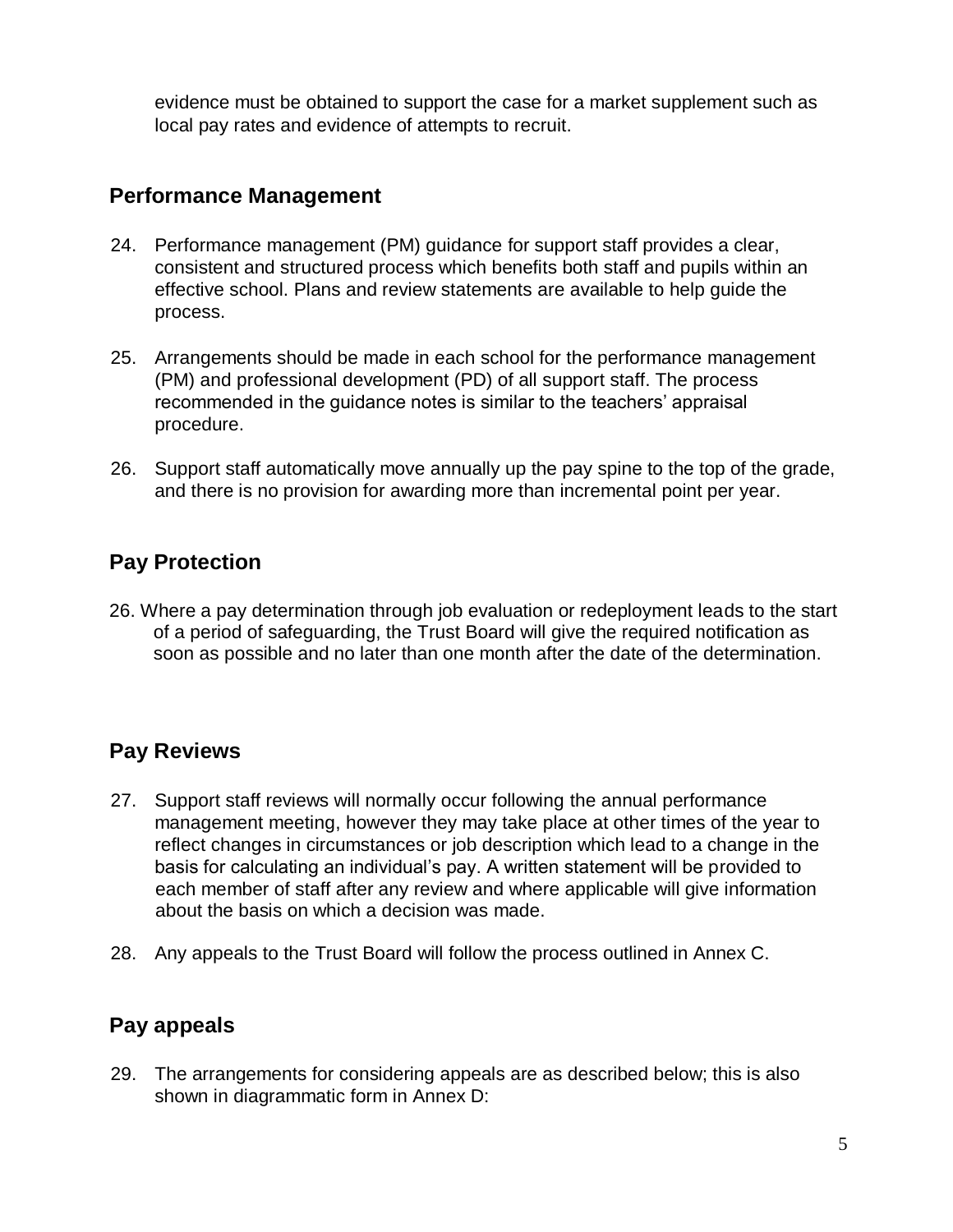evidence must be obtained to support the case for a market supplement such as local pay rates and evidence of attempts to recruit.

## Performance Management

24. Performance management (PM) guidance for support staff provides a clear, consistent and structured process which benefits both staff and pupils within an effective school. Plans and review statements are available to help guide the process.

25. Arrangements should be made in each school for the performance management (PM) and professional development (PD) of all support staff. The process recommended in the guidance notes is similar to the teachers' appraisal procedure.

26. Support staff automatically move annually up the pay spine to the top of the grade, and there is no provision for awarding more than incremental point per year.

## Pay Protection

26. Where a pay determination through job evaluation or redeployment leads to the start of a period of safeguarding, the Trust Board will give the required notification as soon as possible and no later than one month after the date of the determination.

## Pay Reviews

27. Support staff reviews will normally occur following the annual performance management meeting, however they may take place at other times of the year to reflect changes in circumstances or job description which lead to a change in the basis for calculating an individual's pay. A written statement will be provided to each member of staff after any review and where applicable will give information about the basis on which a decision was made.

28. Any appeals to the Trust Board will follow the process outlined in Annex C.

## Pay appeals

29. The arrangements for considering appeals are as described below; this is also shown in diagrammatic form in Annex D: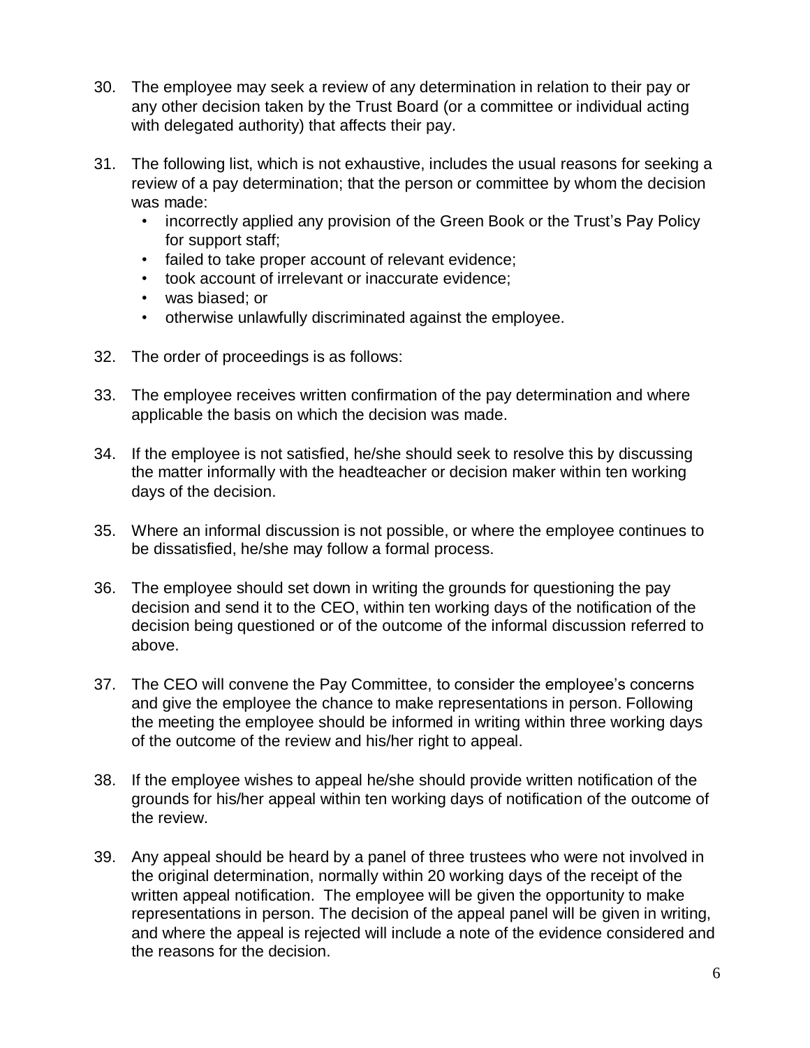30. The employee may seek a review of any determination in relation to their pay or any other decision taken by the Trust Board (or a committee or individual acting with delegated authority) that affects their pay.

31. The following list, which is not exhaustive, includes the usual reasons for seeking a review of a pay determination; that the person or committee by whom the decision was made:
    - incorrectly applied any provision of the Green Book or the Trust's Pay Policy for support staff;
    - failed to take proper account of relevant evidence;
    - took account of irrelevant or inaccurate evidence;
    - was biased; or
    - otherwise unlawfully discriminated against the employee.

32. The order of proceedings is as follows:

33. The employee receives written confirmation of the pay determination and where applicable the basis on which the decision was made.

34. If the employee is not satisfied, he/she should seek to resolve this by discussing the matter informally with the headteacher or decision maker within ten working days of the decision.

35. Where an informal discussion is not possible, or where the employee continues to be dissatisfied, he/she may follow a formal process.

36. The employee should set down in writing the grounds for questioning the pay decision and send it to the CEO, within ten working days of the notification of the decision being questioned or of the outcome of the informal discussion referred to above.

37. The CEO will convene the Pay Committee, to consider the employee's concerns and give the employee the chance to make representations in person. Following the meeting the employee should be informed in writing within three working days of the outcome of the review and his/her right to appeal.

38. If the employee wishes to appeal he/she should provide written notification of the grounds for his/her appeal within ten working days of notification of the outcome of the review.

39. Any appeal should be heard by a panel of three trustees who were not involved in the original determination, normally within 20 working days of the receipt of the written appeal notification. The employee will be given the opportunity to make representations in person. The decision of the appeal panel will be given in writing, and where the appeal is rejected will include a note of the evidence considered and the reasons for the decision.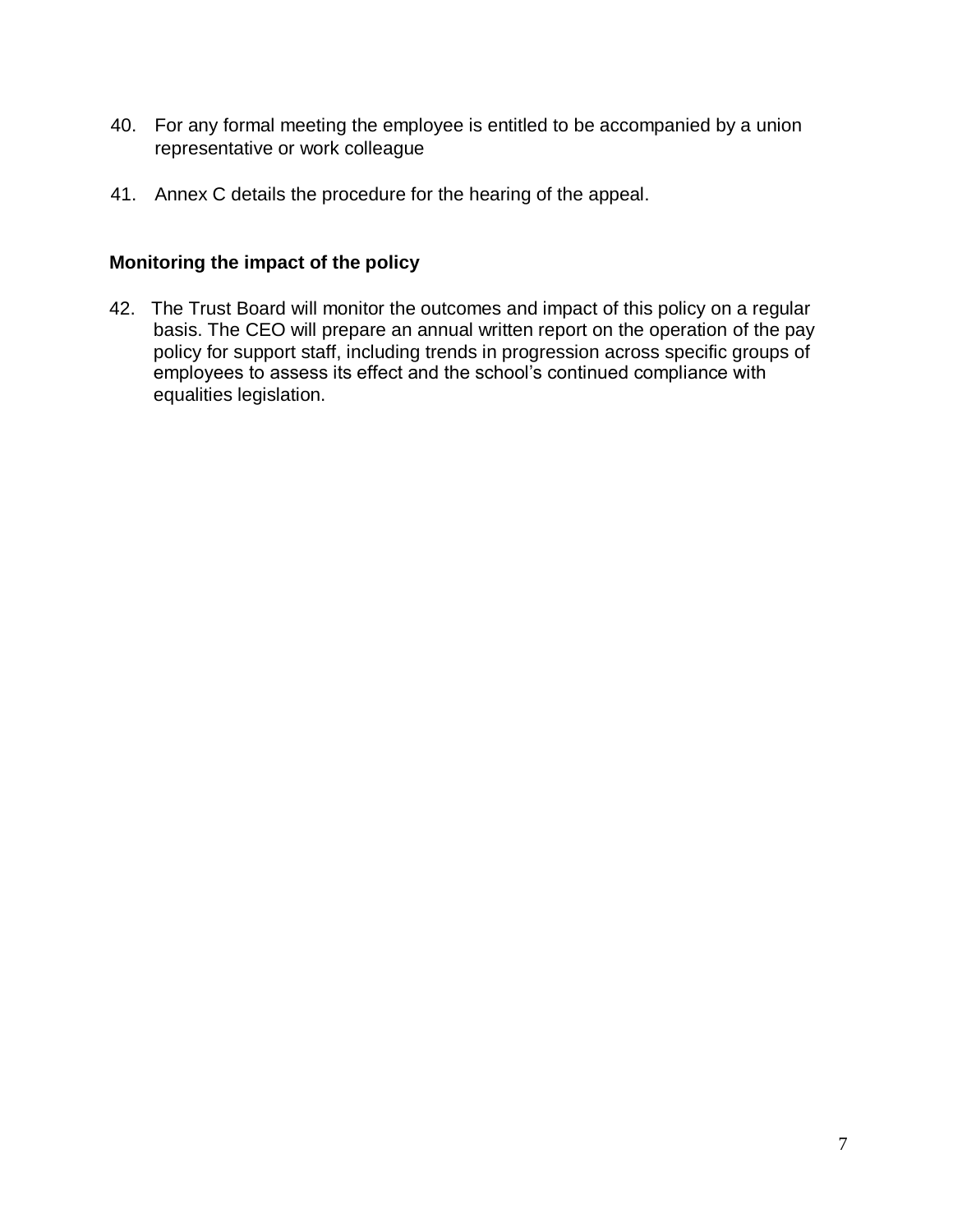40. For any formal meeting the employee is entitled to be accompanied by a union representative or work colleague

41. Annex C details the procedure for the hearing of the appeal.

**Monitoring the impact of the policy**

42. The Trust Board will monitor the outcomes and impact of this policy on a regular basis. The CEO will prepare an annual written report on the operation of the pay policy for support staff, including trends in progression across specific groups of employees to assess its effect and the school's continued compliance with equalities legislation.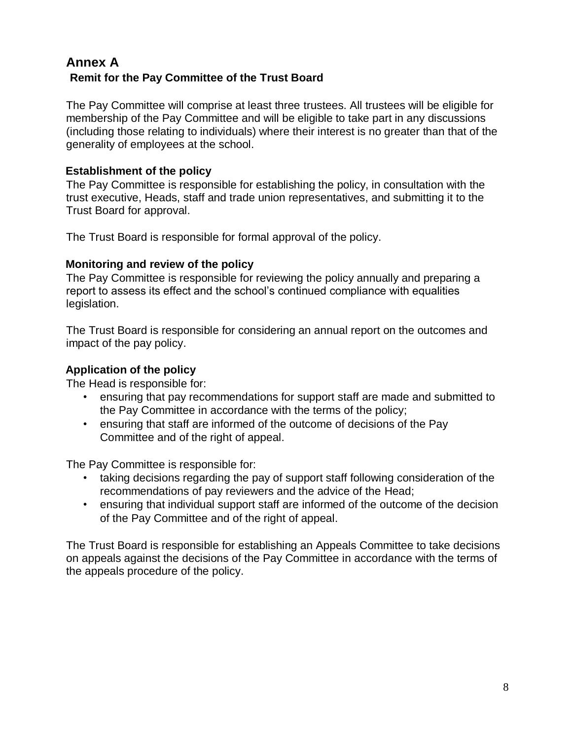## Annex A

### Remit for the Pay Committee of the Trust Board

The Pay Committee will comprise at least three trustees. All trustees will be eligible for membership of the Pay Committee and will be eligible to take part in any discussions (including those relating to individuals) where their interest is no greater than that of the generality of employees at the school.

**Establishment of the policy**

The Pay Committee is responsible for establishing the policy, in consultation with the trust executive, Heads, staff and trade union representatives, and submitting it to the Trust Board for approval.

The Trust Board is responsible for formal approval of the policy.

**Monitoring and review of the policy**

The Pay Committee is responsible for reviewing the policy annually and preparing a report to assess its effect and the school's continued compliance with equalities legislation.

The Trust Board is responsible for considering an annual report on the outcomes and impact of the pay policy.

**Application of the policy**

The Head is responsible for:

- ensuring that pay recommendations for support staff are made and submitted to the Pay Committee in accordance with the terms of the policy;
- ensuring that staff are informed of the outcome of decisions of the Pay Committee and of the right of appeal.

The Pay Committee is responsible for:

- taking decisions regarding the pay of support staff following consideration of the recommendations of pay reviewers and the advice of the Head;
- ensuring that individual support staff are informed of the outcome of the decision of the Pay Committee and of the right of appeal.

The Trust Board is responsible for establishing an Appeals Committee to take decisions on appeals against the decisions of the Pay Committee in accordance with the terms of the appeals procedure of the policy.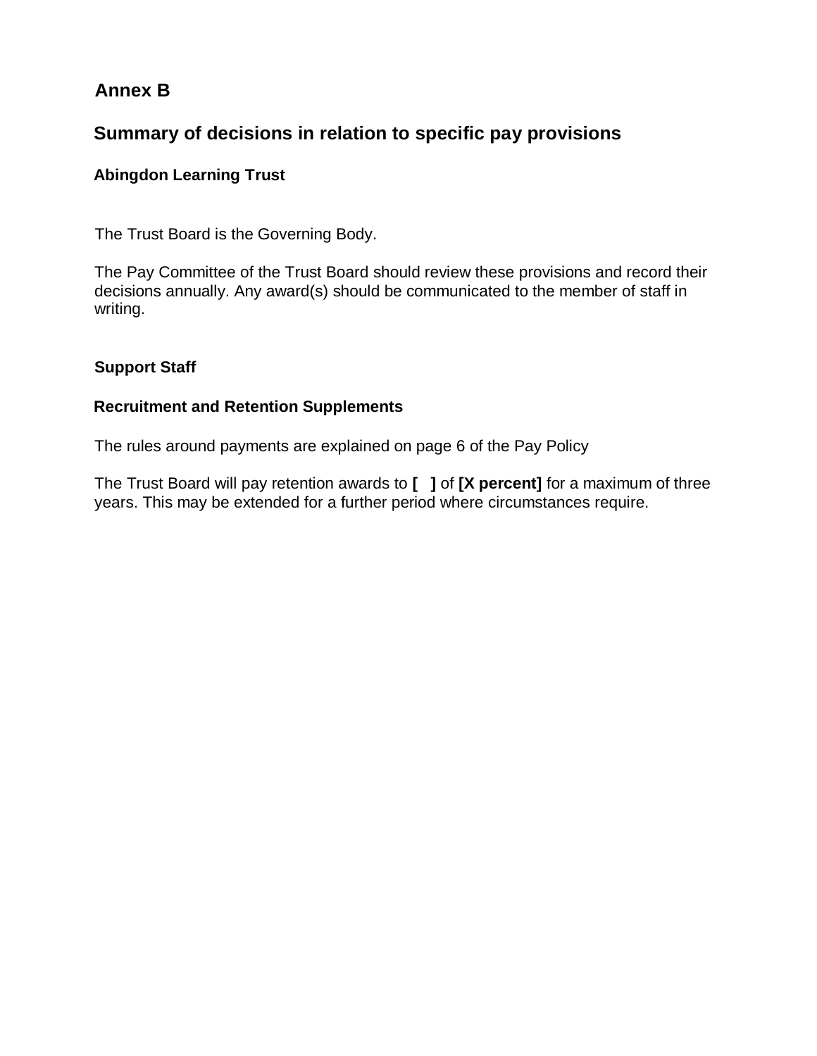# Annex B

## Summary of decisions in relation to specific pay provisions

### Abingdon Learning Trust

The Trust Board is the Governing Body.

The Pay Committee of the Trust Board should review these provisions and record their decisions annually. Any award(s) should be communicated to the member of staff in writing.

### Support Staff

### Recruitment and Retention Supplements

The rules around payments are explained on page 6 of the Pay Policy

The Trust Board will pay retention awards to **[ ]** of **[X percent]** for a maximum of three years. This may be extended for a further period where circumstances require.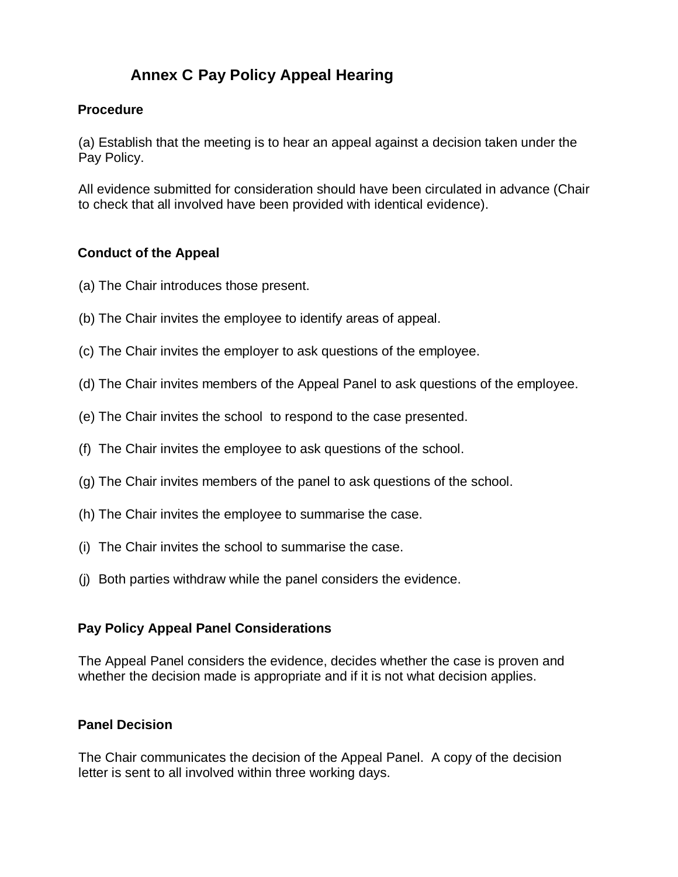# Annex C Pay Policy Appeal Hearing

## Procedure

(a) Establish that the meeting is to hear an appeal against a decision taken under the Pay Policy.

All evidence submitted for consideration should have been circulated in advance (Chair to check that all involved have been provided with identical evidence).

## Conduct of the Appeal

(a) The Chair introduces those present.

(b) The Chair invites the employee to identify areas of appeal.

(c) The Chair invites the employer to ask questions of the employee.

(d) The Chair invites members of the Appeal Panel to ask questions of the employee.

(e) The Chair invites the school to respond to the case presented.

(f) The Chair invites the employee to ask questions of the school.

(g) The Chair invites members of the panel to ask questions of the school.

(h) The Chair invites the employee to summarise the case.

(i) The Chair invites the school to summarise the case.

(j) Both parties withdraw while the panel considers the evidence.

## Pay Policy Appeal Panel Considerations

The Appeal Panel considers the evidence, decides whether the case is proven and whether the decision made is appropriate and if it is not what decision applies.

## Panel Decision

The Chair communicates the decision of the Appeal Panel. A copy of the decision letter is sent to all involved within three working days.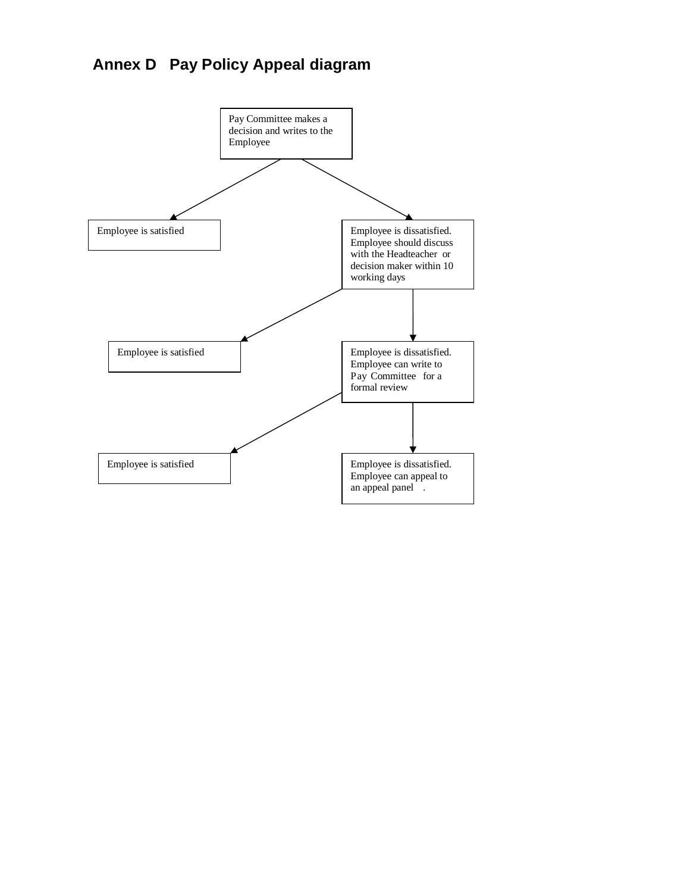## Annex D Pay Policy Appeal diagram

Pay Committee makes a decision and writes to the Employee

Employee is satisfied

Employee is dissatisfied. Employee should discuss with the Headteacher or decision maker within 10 working days

Employee is satisfied

Employee is dissatisfied. Employee can write to Pay Committee for a formal review

Employee is satisfied

Employee is dissatisfied. Employee can appeal to an appeal panel .